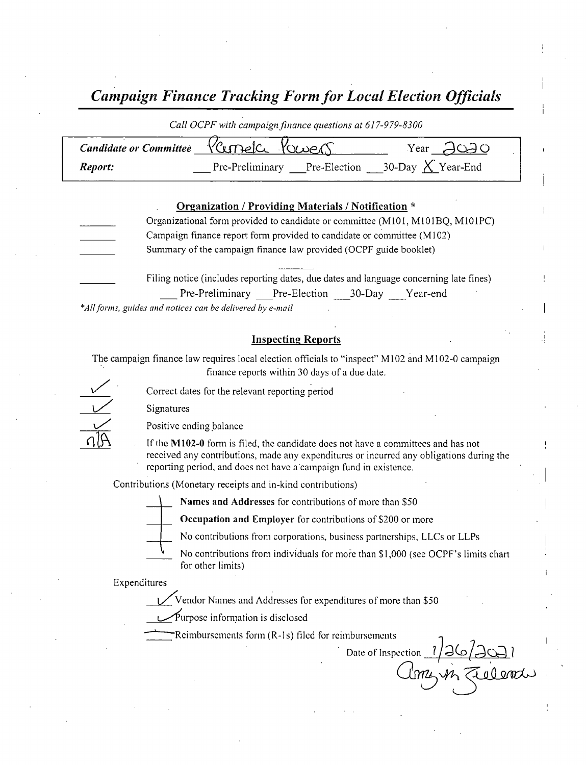# *Campaign Finance Tracking Form for Local Election Officials*

*Call OCPF with campaign finance questions at 617-979-8300*

| | | |
|---|---|---|
| ***Candidate or Committee*** | Pamela Powers | Year 2020 |
| ***Report:*** | ___ Pre-Preliminary ___ Pre-Election ___ 30-Day X Year-End | |

## Organization / Providing Materials / Notification *

_______ Organizational form provided to candidate or committee (M101, M101BQ, M101PC)

_______ Campaign finance report form provided to candidate or committee (M102)

_______ Summary of the campaign finance law provided (OCPF guide booklet)

_______ Filing notice (includes reporting dates, due dates and language concerning late fines)
___ Pre-Preliminary ___ Pre-Election ___ 30-Day ___ Year-end

**All forms, guides and notices can be delivered by e-mail*

## Inspecting Reports

The campaign finance law requires local election officials to "inspect" M102 and M102-0 campaign finance reports within 30 days of a due date.

✓ Correct dates for the relevant reporting period

✓ Signatures

✓ Positive ending balance

n/A If the **M102-0** form is filed, the candidate does not have a committees and has not received any contributions, made any expenditures or incurred any obligations during the reporting period, and does not have a campaign fund in existence.

Contributions (Monetary receipts and in-kind contributions)

___ **Names and Addresses** for contributions of more than $50

___ **Occupation and Employer** for contributions of $200 or more

___ No contributions from corporations, business partnerships, LLCs or LLPs

___ No contributions from individuals for more than $1,000 (see OCPF's limits chart for other limits)

Expenditures

✓ Vendor Names and Addresses for expenditures of more than $50

✓ Purpose information is disclosed

— Reimbursements form (R-1s) filed for reimbursements

Date of Inspection 1/26/2021

Amy M Zielenski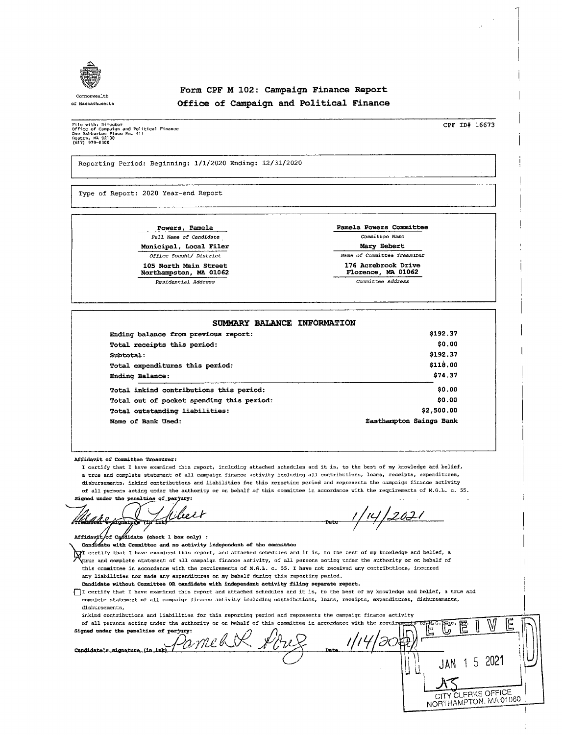Commonwealth of Massachusetts

# Form CPF M 102: Campaign Finance Report
## Office of Campaign and Political Finance

File with: Director
Office of Campaign and Political Finance
One Ashburton Place Rm. 411
Boston, MA 02108
(617) 979-8300

CPF ID# 16673

Reporting Period: Beginning: 1/1/2020 Ending: 12/31/2020

Type of Report: 2020 Year-end Report

| | |
|---|---|
| **Powers, Pamela** | **Pamela Powers Committee** |
| *Full Name of Candidate* | *Committee Name* |
| **Municipal, Local Filer** | **Mary Hebert** |
| *Office Sought/ District* | *Name of Committee Treasurer* |
| **105 North Main Street Northampston, MA 01062** | **176 Acrebrook Drive Florence, MA 01062** |
| *Residential Address* | *Committee Address* |

### SUMMARY BALANCE INFORMATION

| | |
|---|---|
| **Ending balance from previous report:** | **$192.37** |
| **Total receipts this period:** | **$0.00** |
| **Subtotal:** | **$192.37** |
| **Total expenditures this period:** | **$118.00** |
| **Ending Balance:** | **$74.37** |
| **Total inkind contributions this period:** | **$0.00** |
| **Total out of pocket spending this period:** | **$0.00** |
| **Total outstanding liabilities:** | **$2,500.00** |
| **Name of Bank Used:** | **Easthampton Saings Bank** |

**Affidavit of Committee Treasurer:**

I certify that I have examined this report, including attached schedules and it is, to the best of my knowledge and belief, a true and complete statement of all campaign finance activity including all contributions, loans, receipts, expenditures, disbursements, inkind contributions and liabilities for this reporting period and represents the campaign finance activity of all persons acting under the authority or on behalf of this committee in accordance with the requirements of M.G.L. c. 55.

**Signed under the penalties of perjury:**

Treasurer's Signature (in ink) ~~Mary~~ [signature] Date 1/14/2021

**Affidavit of Candidate (check 1 box only) :**

**Candidate with Committee and no activity independent of the committee**

☒ I certify that I have examined this report, and attached schedules and it is, to the best of my knowledge and belief, a true and complete statement of all campaign finance activity, of all persons acting under the authority or on behalf of this committee in accordance with the requirements of M.G.L. c. 55. I have not received any contributions, incurred any liabilities nor made any expenditures on my behalf during this reporting period.

**Candidate without Committee OR candidate with independent activity filing separate report.**

☐ I certify that I have examined this report and attached schedules and it is, to the best of my knowledge and belief, a true and complete statement of all campaign finance activity including contributions, loans, receipts, expenditures, disbursements, inkind contributions and liabilities for this reporting period and represents the campaign finance activity of all persons acting under the authority or on behalf of this committee in accordance with the requirements of M.G.L. c. 55.

**Signed under the penalties of perjury:**

Candidate's signature (in ink) [signature] Date 1/14/2021

RECEIVED
JAN 15 2021
AS
CITY CLERKS OFFICE
NORTHAMPTON, MA 01060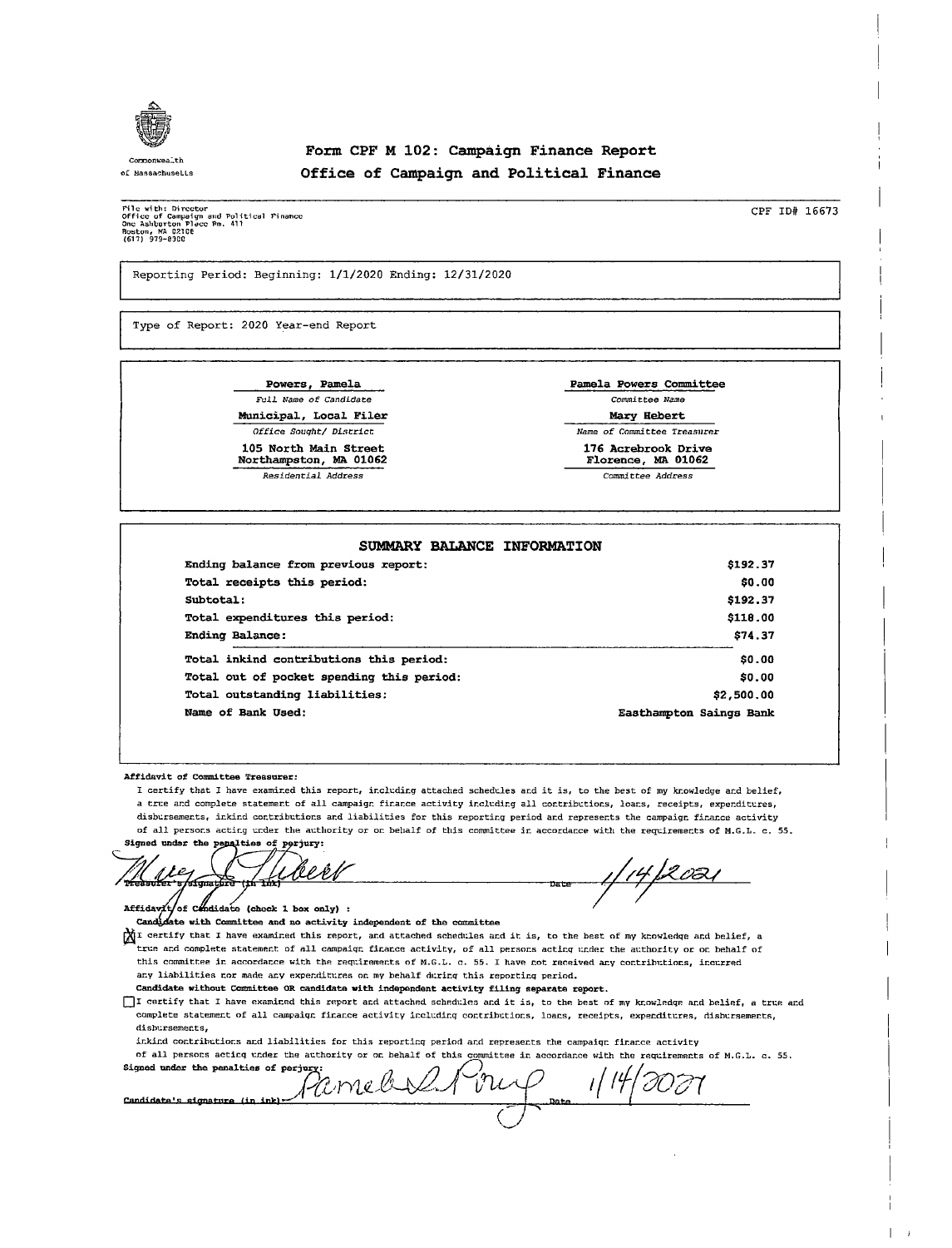Commonwealth of Massachusetts

# Form CPF M 102: Campaign Finance Report
## Office of Campaign and Political Finance

File with: Director
Office of Campaign and Political Finance
One Ashburton Place Rm. 411
Boston, MA 02108
(617) 979-8300

CPF ID# 16673

Reporting Period: Beginning: 1/1/2020 Ending: 12/31/2020

Type of Report: 2020 Year-end Report

| | |
|---|---|
| **Powers, Pamela** | **Pamela Powers Committee** |
| *Full Name of Candidate* | *Committee Name* |
| **Municipal, Local Filer** | **Mary Hebert** |
| *Office Sought/ District* | *Name of Committee Treasurer* |
| **105 North Main Street Northampston, MA 01062** | **176 Acrebrook Drive Florence, MA 01062** |
| *Residential Address* | *Committee Address* |

### SUMMARY BALANCE INFORMATION

| | |
|---|---|
| **Ending balance from previous report:** | **$192.37** |
| **Total receipts this period:** | **$0.00** |
| **Subtotal:** | **$192.37** |
| **Total expenditures this period:** | **$118.00** |
| **Ending Balance:** | **$74.37** |
| **Total inkind contributions this period:** | **$0.00** |
| **Total out of pocket spending this period:** | **$0.00** |
| **Total outstanding liabilities:** | **$2,500.00** |
| **Name of Bank Used:** | **Easthampton Saings Bank** |

**Affidavit of Committee Treasurer:**

I certify that I have examined this report, including attached schedules and it is, to the best of my knowledge and belief, a true and complete statement of all campaign finance activity including all contributions, loans, receipts, expenditures, disbursements, inkind contributions and liabilities for this reporting period and represents the campaign finance activity of all persons acting under the authority or on behalf of this committee in accordance with the requirements of M.G.L. c. 55.

**Signed under the penalties of perjury:**

Treasurer's signature (in ink) *Mary L. Hebert* Date *1/14/2021*

**Affidavit of Candidate (check 1 box only) :**

**Candidate with Committee and no activity independent of the committee**

☒ I certify that I have examined this report, and attached schedules and it is, to the best of my knowledge and belief, a true and complete statement of all campaign finance activity, of all persons acting under the authority or on behalf of this committee in accordance with the requirements of M.G.L. c. 55. I have not received any contributions, incurred any liabilities nor made any expenditures on my behalf during this reporting period.

**Candidate without Committee OR candidate with independent activity filing separate report.**

☐ I certify that I have examined this report and attached schedules and it is, to the best of my knowledge and belief, a true and complete statement of all campaign finance activity including contributions, loans, receipts, expenditures, disbursements, disbursements,
inkind contributions and liabilities for this reporting period and represents the campaign finance activity of all persons acting under the authority or on behalf of this committee in accordance with the requirements of M.G.L. c. 55.

**Signed under the penalties of perjury:**

**Candidate's signature (in ink)** *Pamela L. Powers* Date *1/14/2021*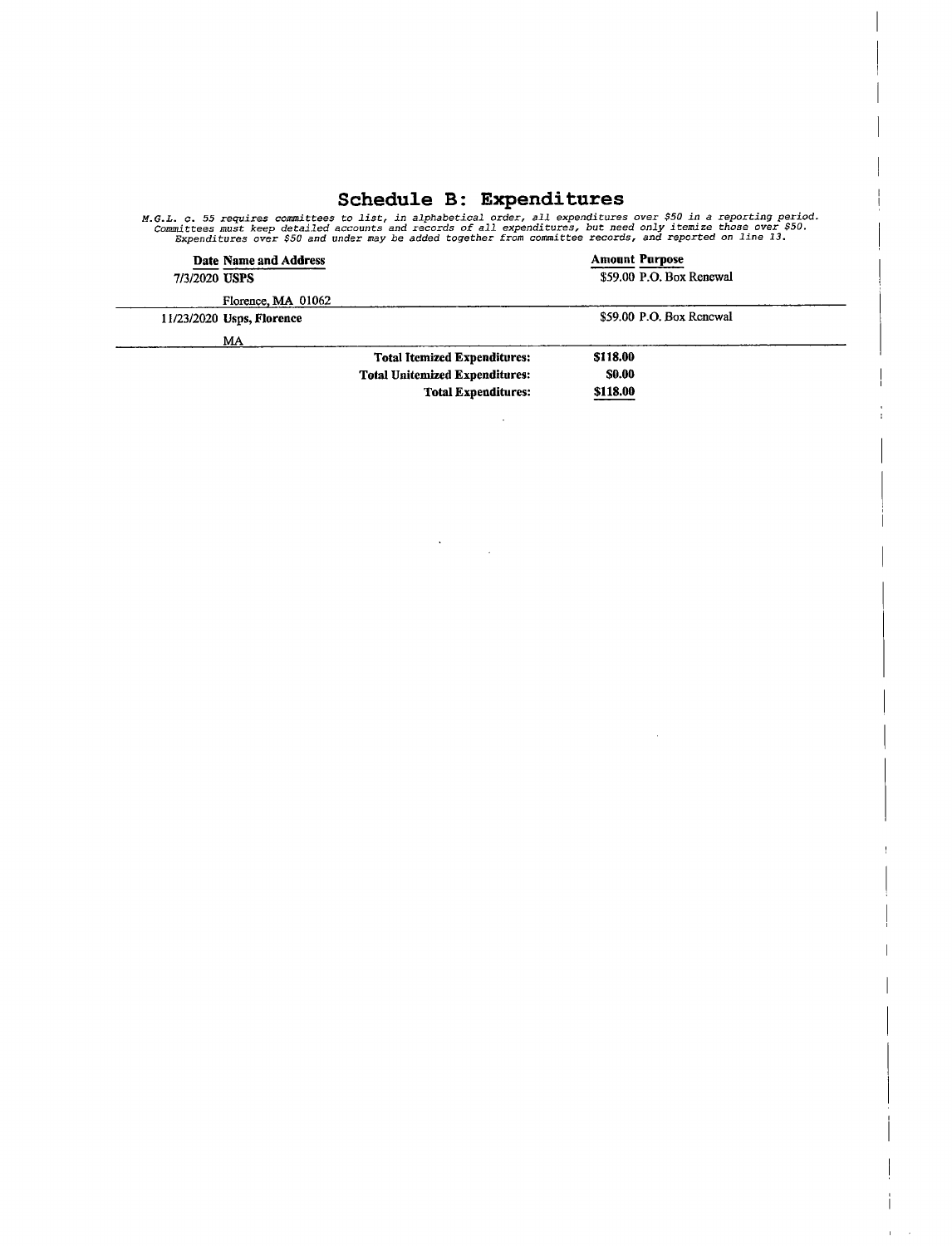# Schedule B: Expenditures

*M.G.L. c. 55 requires committees to list, in alphabetical order, all expenditures over $50 in a reporting period. Committees must keep detailed accounts and records of all expenditures, but need only itemize those over $50. Expenditures over $50 and under may be added together from committee records, and reported on line 13.*

| Date | Name and Address | Amount | Purpose |
|---|---|---|---|
| 7/3/2020 | **USPS**<br>Florence, MA 01062 | $59.00 | P.O. Box Renewal |
| 11/23/2020 | **Usps, Florence**<br>MA | $59.00 | P.O. Box Rcncwal |

| | |
|---|---|
| **Total Itemized Expenditures:** | **$118.00** |
| **Total Unitemized Expenditures:** | **$0.00** |
| **Total Expenditures:** | **$118.00** |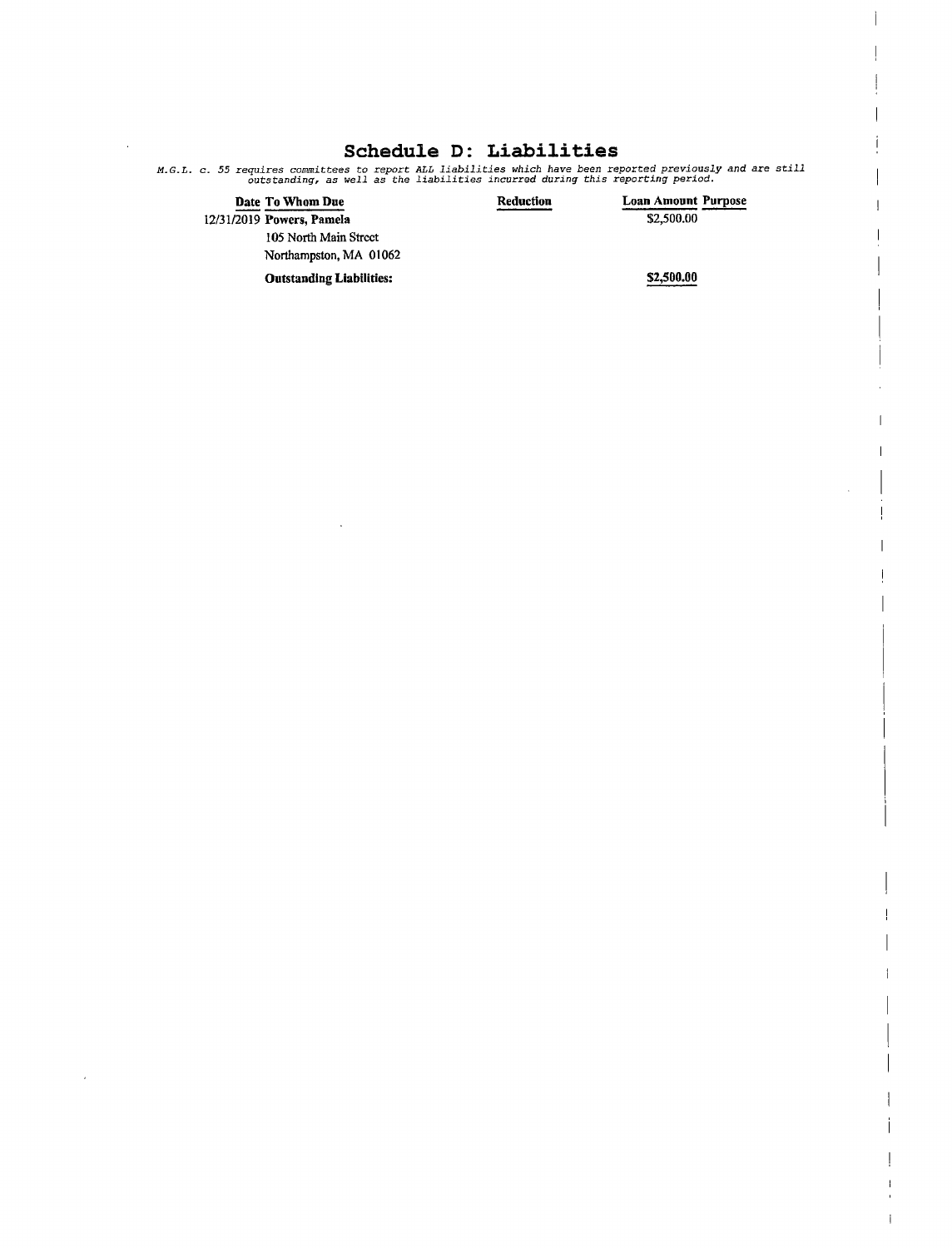# Schedule D: Liabilities

*M.G.L. c. 55 requires committees to report ALL liabilities which have been reported previously and are still outstanding, as well as the liabilities incurred during this reporting period.*

| Date | To Whom Due | Reduction | Loan Amount | Purpose |
|---|---|---|---|---|
| 12/31/2019 | **Powers, Pamela**<br>105 North Main Street<br>Northampston, MA 01062 | | $2,500.00 | |
| | **Outstanding Liabilities:** | | **$2,500.00** | |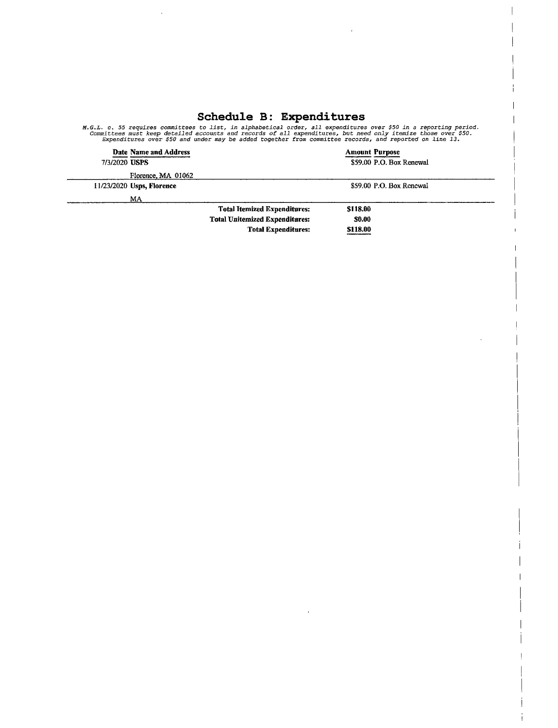## Schedule B: Expenditures

*M.G.L. c. 55 requires committees to list, in alphabetical order, all expenditures over $50 in a reporting period. Committees must keep detailed accounts and records of all expenditures, but need only itemize those over $50. Expenditures over $50 and under may be added together from committee records, and reported on line 13.*

| Date | Name and Address | Amount | Purpose |
|---|---|---|---|
| 7/3/2020 | **USPS**<br>Florence, MA 01062 | $59.00 | P.O. Box Renewal |
| 11/23/2020 | **Usps, Florence**<br>MA | $59.00 | P.O. Box Renewal |

| | |
|---|---|
| **Total Itemized Expenditures:** | **$118.00** |
| **Total Unitemized Expenditures:** | **$0.00** |
| **Total Expenditures:** | **$118.00** |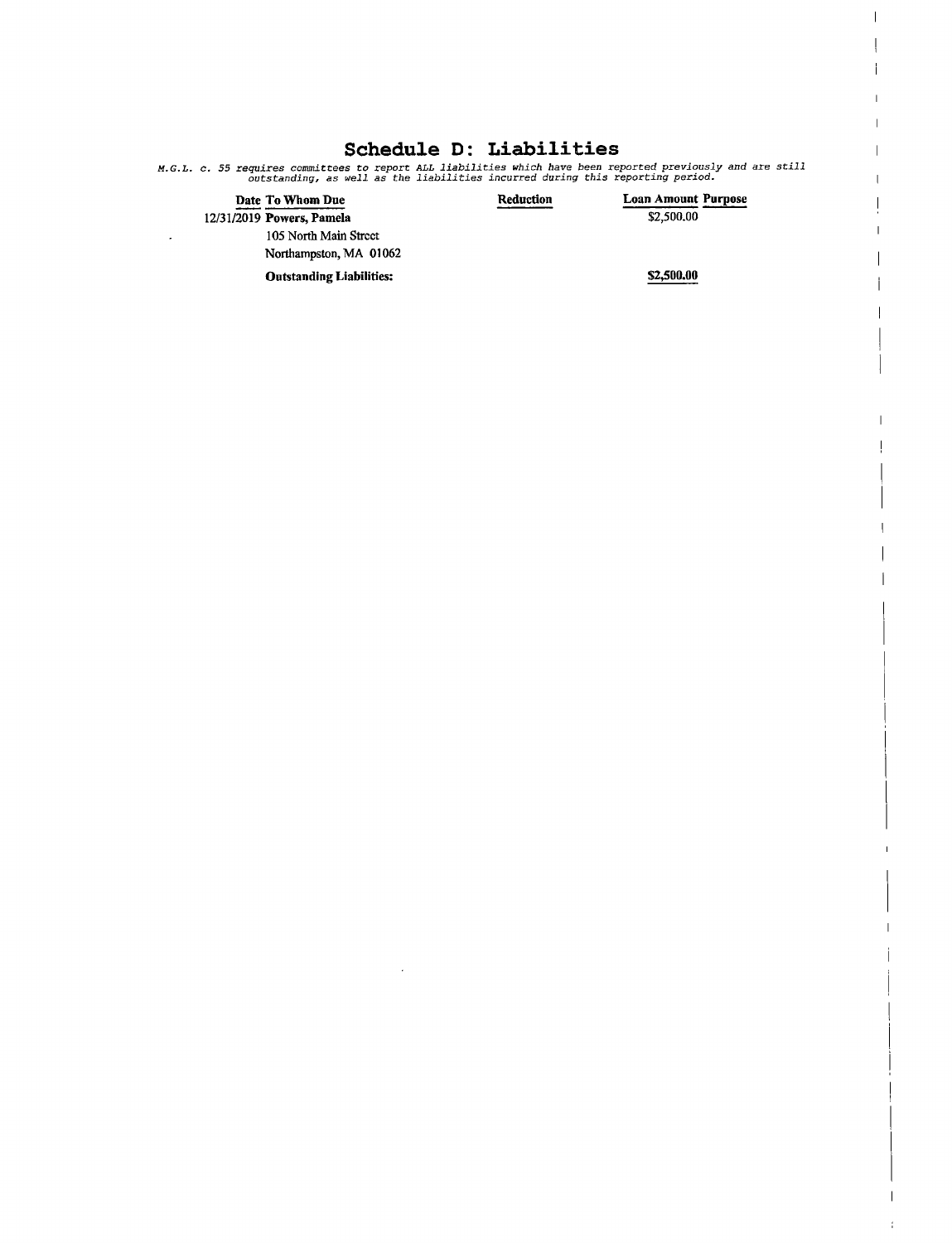# Schedule D: Liabilities

*M.G.L. c. 55 requires committees to report ALL liabilities which have been reported previously and are still outstanding, as well as the liabilities incurred during this reporting period.*

| Date | To Whom Due | Reduction | Loan Amount | Purpose |
|---|---|---|---|---|
| 12/31/2019 | **Powers, Pamela**<br>105 North Main Street<br>Northampston, MA 01062 | | $2,500.00 | |
| | **Outstanding Liabilities:** | | **$2,500.00** | |